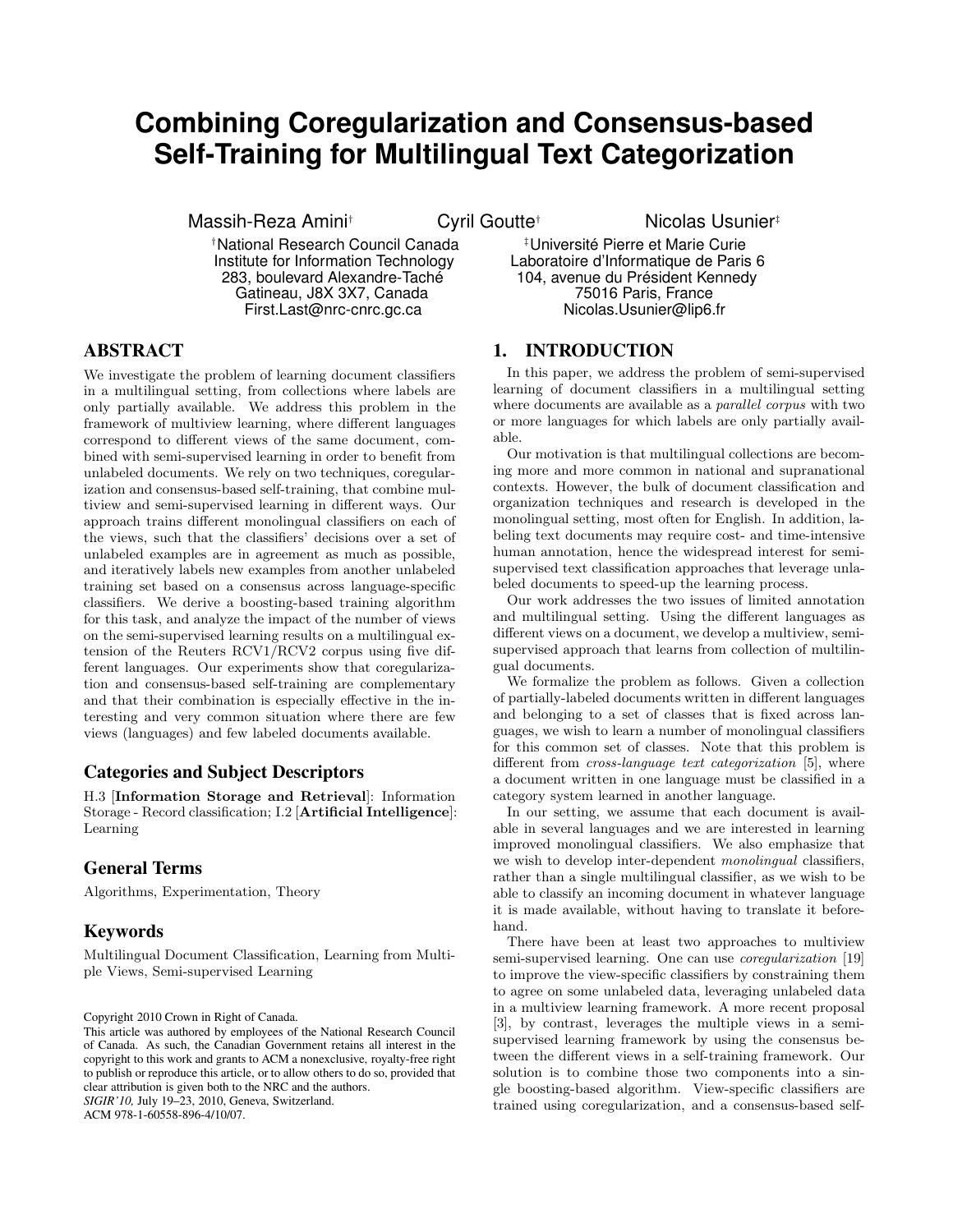# Combining Coregularization and Consensus-based Self-Training for Multilingual Text Categorization

Massih-Reza Amini[†] Cyril Goutte[†] Nicolas Usunier[‡]

[†]National Research Council Canada
Institute for Information Technology
283, boulevard Alexandre-Taché
Gatineau, J8X 3X7, Canada
First.Last@nrc-cnrc.gc.ca

[‡]Université Pierre et Marie Curie
Laboratoire d'Informatique de Paris 6
104, avenue du Président Kennedy
75016 Paris, France
Nicolas.Usunier@lip6.fr

## ABSTRACT

We investigate the problem of learning document classifiers in a multilingual setting, from collections where labels are only partially available. We address this problem in the framework of multiview learning, where different languages correspond to different views of the same document, combined with semi-supervised learning in order to benefit from unlabeled documents. We rely on two techniques, coregularization and consensus-based self-training, that combine multiview and semi-supervised learning in different ways. Our approach trains different monolingual classifiers on each of the views, such that the classifiers' decisions over a set of unlabeled examples are in agreement as much as possible, and iteratively labels new examples from another unlabeled training set based on a consensus across language-specific classifiers. We derive a boosting-based training algorithm for this task, and analyze the impact of the number of views on the semi-supervised learning results on a multilingual extension of the Reuters RCV1/RCV2 corpus using five different languages. Our experiments show that coregularization and consensus-based self-training are complementary and that their combination is especially effective in the interesting and very common situation where there are few views (languages) and few labeled documents available.

### Categories and Subject Descriptors

H.3 [**Information Storage and Retrieval**]: Information Storage - Record classification; I.2 [**Artificial Intelligence**]: Learning

### General Terms

Algorithms, Experimentation, Theory

### Keywords

Multilingual Document Classification, Learning from Multiple Views, Semi-supervised Learning

Copyright 2010 Crown in Right of Canada.
This article was authored by employees of the National Research Council of Canada. As such, the Canadian Government retains all interest in the copyright to this work and grants to ACM a nonexclusive, royalty-free right to publish or reproduce this article, or to allow others to do so, provided that clear attribution is given both to the NRC and the authors.
*SIGIR'10,* July 19–23, 2010, Geneva, Switzerland.
ACM 978-1-60558-896-4/10/07.

## 1. INTRODUCTION

In this paper, we address the problem of semi-supervised learning of document classifiers in a multilingual setting where documents are available as a *parallel corpus* with two or more languages for which labels are only partially available.

Our motivation is that multilingual collections are becoming more and more common in national and supranational contexts. However, the bulk of document classification and organization techniques and research is developed in the monolingual setting, most often for English. In addition, labeling text documents may require cost- and time-intensive human annotation, hence the widespread interest for semi-supervised text classification approaches that leverage unlabeled documents to speed-up the learning process.

Our work addresses the two issues of limited annotation and multilingual setting. Using the different languages as different views on a document, we develop a multiview, semi-supervised approach that learns from collection of multilingual documents.

We formalize the problem as follows. Given a collection of partially-labeled documents written in different languages and belonging to a set of classes that is fixed across languages, we wish to learn a number of monolingual classifiers for this common set of classes. Note that this problem is different from *cross-language text categorization* [5], where a document written in one language must be classified in a category system learned in another language.

In our setting, we assume that each document is available in several languages and we are interested in learning improved monolingual classifiers. We also emphasize that we wish to develop inter-dependent *monolingual* classifiers, rather than a single multilingual classifier, as we wish to be able to classify an incoming document in whatever language it is made available, without having to translate it beforehand.

There have been at least two approaches to multiview semi-supervised learning. One can use *coregularization* [19] to improve the view-specific classifiers by constraining them to agree on some unlabeled data, leveraging unlabeled data in a multiview learning framework. A more recent proposal [3], by contrast, leverages the multiple views in a semi-supervised learning framework by using the consensus between the different views in a self-training framework. Our solution is to combine those two components into a single boosting-based algorithm. View-specific classifiers are trained using coregularization, and a consensus-based self-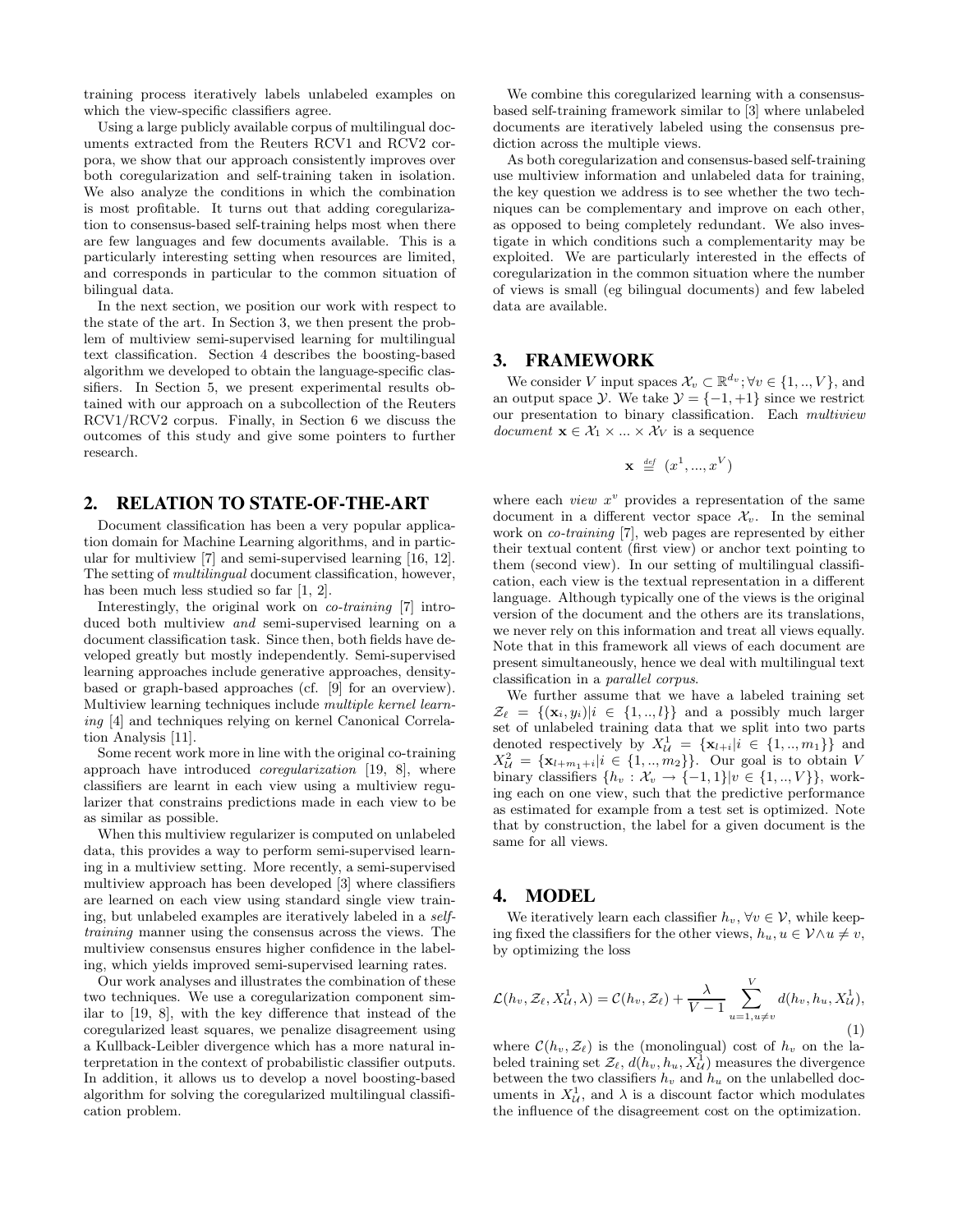training process iteratively labels unlabeled examples on which the view-specific classifiers agree.

Using a large publicly available corpus of multilingual documents extracted from the Reuters RCV1 and RCV2 corpora, we show that our approach consistently improves over both coregularization and self-training taken in isolation. We also analyze the conditions in which the combination is most profitable. It turns out that adding coregularization to consensus-based self-training helps most when there are few languages and few documents available. This is a particularly interesting setting when resources are limited, and corresponds in particular to the common situation of bilingual data.

In the next section, we position our work with respect to the state of the art. In Section 3, we then present the problem of multiview semi-supervised learning for multilingual text classification. Section 4 describes the boosting-based algorithm we developed to obtain the language-specific classifiers. In Section 5, we present experimental results obtained with our approach on a subcollection of the Reuters RCV1/RCV2 corpus. Finally, in Section 6 we discuss the outcomes of this study and give some pointers to further research.

## 2. RELATION TO STATE-OF-THE-ART

Document classification has been a very popular application domain for Machine Learning algorithms, and in particular for multiview [7] and semi-supervised learning [16, 12]. The setting of *multilingual* document classification, however, has been much less studied so far [1, 2].

Interestingly, the original work on *co-training* [7] introduced both multiview *and* semi-supervised learning on a document classification task. Since then, both fields have developed greatly but mostly independently. Semi-supervised learning approaches include generative approaches, density-based or graph-based approaches (cf. [9] for an overview). Multiview learning techniques include *multiple kernel learning* [4] and techniques relying on kernel Canonical Correlation Analysis [11].

Some recent work more in line with the original co-training approach have introduced *coregularization* [19, 8], where classifiers are learnt in each view using a multiview regularizer that constrains predictions made in each view to be as similar as possible.

When this multiview regularizer is computed on unlabeled data, this provides a way to perform semi-supervised learning in a multiview setting. More recently, a semi-supervised multiview approach has been developed [3] where classifiers are learned on each view using standard single view training, but unlabeled examples are iteratively labeled in a *self-training* manner using the consensus across the views. The multiview consensus ensures higher confidence in the labeling, which yields improved semi-supervised learning rates.

Our work analyses and illustrates the combination of these two techniques. We use a coregularization component similar to [19, 8], with the key difference that instead of the coregularized least squares, we penalize disagreement using a Kullback-Leibler divergence which has a more natural interpretation in the context of probabilistic classifier outputs. In addition, it allows us to develop a novel boosting-based algorithm for solving the coregularized multilingual classification problem.

We combine this coregularized learning with a consensus-based self-training framework similar to [3] where unlabeled documents are iteratively labeled using the consensus prediction across the multiple views.

As both coregularization and consensus-based self-training use multiview information and unlabeled data for training, the key question we address is to see whether the two techniques can be complementary and improve on each other, as opposed to being completely redundant. We also investigate in which conditions such a complementarity may be exploited. We are particularly interested in the effects of coregularization in the common situation where the number of views is small (eg bilingual documents) and few labeled data are available.

## 3. FRAMEWORK

We consider $V$ input spaces $\mathcal{X}_v \subset \mathbb{R}^{d_v}; \forall v \in \{1,..,V\}$, and an output space $\mathcal{Y}$. We take $\mathcal{Y} = \{-1,+1\}$ since we restrict our presentation to binary classification. Each *multiview document* $\mathbf{x} \in \mathcal{X}_1 \times ... \times \mathcal{X}_V$ is a sequence

$$\mathbf{x} \stackrel{def}{=} (x^1, ..., x^V)$$

where each *view* $x^v$ provides a representation of the same document in a different vector space $\mathcal{X}_v$. In the seminal work on *co-training* [7], web pages are represented by either their textual content (first view) or anchor text pointing to them (second view). In our setting of multilingual classification, each view is the textual representation in a different language. Although typically one of the views is the original version of the document and the others are its translations, we never rely on this information and treat all views equally. Note that in this framework all views of each document are present simultaneously, hence we deal with multilingual text classification in a *parallel corpus*.

We further assume that we have a labeled training set $\mathcal{Z}_\ell = \{(\mathbf{x}_i, y_i) | i \in \{1,..,l\}\}$ and a possibly much larger set of unlabeled training data that we split into two parts denoted respectively by $X^1_{\mathcal{U}} = \{\mathbf{x}_{l+i} | i \in \{1,..,m_1\}\}$ and $X^2_{\mathcal{U}} = \{\mathbf{x}_{l+m_1+i} | i \in \{1,..,m_2\}\}$. Our goal is to obtain $V$ binary classifiers $\{h_v : \mathcal{X}_v \to \{-1,1\} | v \in \{1,..,V\}\}$, working each on one view, such that the predictive performance as estimated for example from a test set is optimized. Note that by construction, the label for a given document is the same for all views.

## 4. MODEL

We iteratively learn each classifier $h_v, \forall v \in \mathcal{V}$, while keeping fixed the classifiers for the other views, $h_u, u \in \mathcal{V} \wedge u \neq v$, by optimizing the loss

$$\mathcal{L}(h_v, \mathcal{Z}_\ell, X^1_{\mathcal{U}}, \lambda) = \mathcal{C}(h_v, \mathcal{Z}_\ell) + \frac{\lambda}{V-1} \sum_{u=1, u \neq v}^{V} d(h_v, h_u, X^1_{\mathcal{U}}), \tag{1}$$

where $\mathcal{C}(h_v, \mathcal{Z}_\ell)$ is the (monolingual) cost of $h_v$ on the labeled training set $\mathcal{Z}_\ell$, $d(h_v, h_u, X^1_{\mathcal{U}})$ measures the divergence between the two classifiers $h_v$ and $h_u$ on the unlabelled documents in $X^1_{\mathcal{U}}$, and $\lambda$ is a discount factor which modulates the influence of the disagreement cost on the optimization.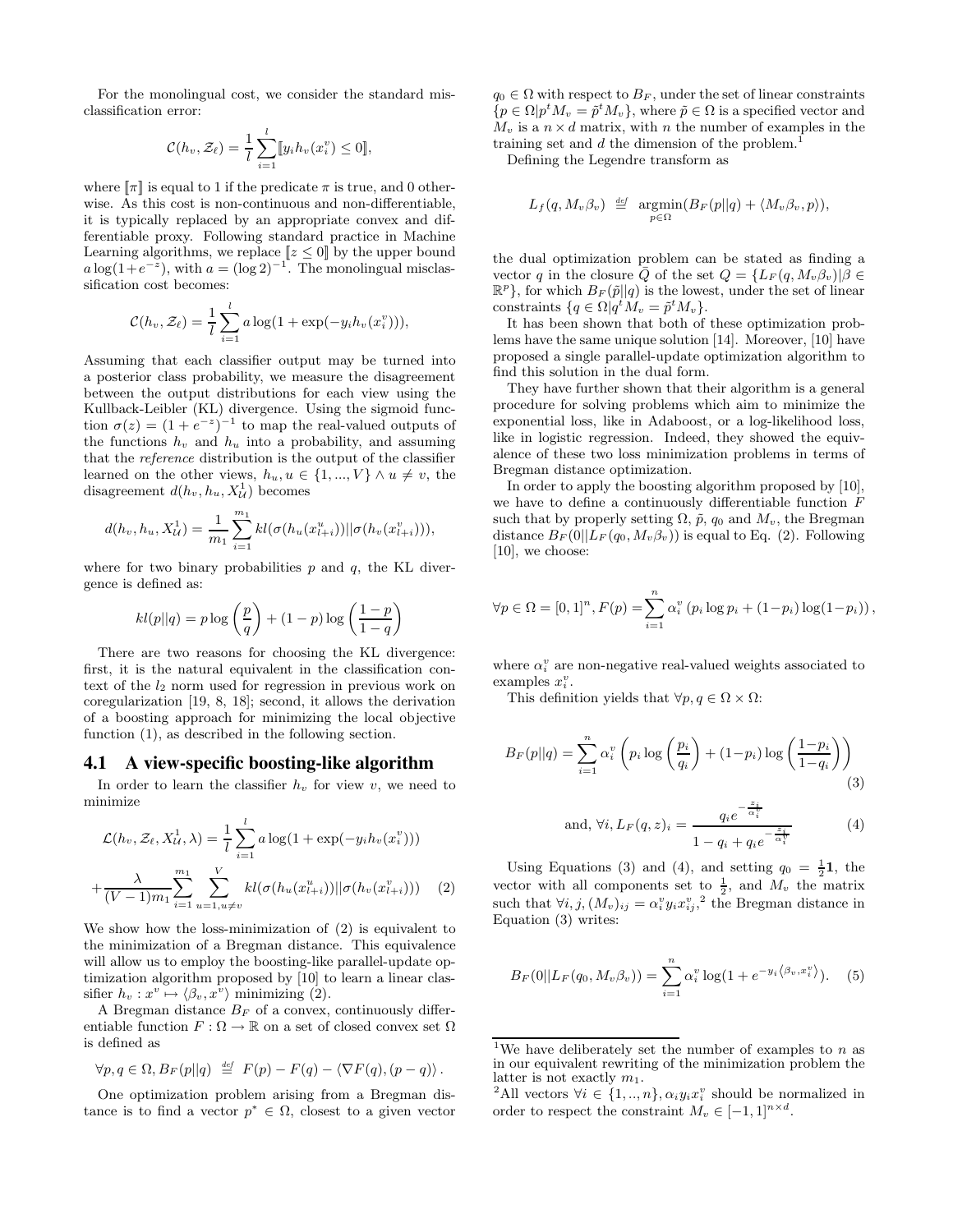For the monolingual cost, we consider the standard misclassification error:

$$\mathcal{C}(h_v, \mathcal{Z}_\ell) = \frac{1}{l}\sum_{i=1}^{l} [\![ y_i h_v(x_i^v) \leq 0 ]\!],$$

where $[\![\pi]\!]$ is equal to 1 if the predicate $\pi$ is true, and 0 otherwise. As this cost is non-continuous and non-differentiable, it is typically replaced by an appropriate convex and differentiable proxy. Following standard practice in Machine Learning algorithms, we replace $[\![z \leq 0]\!]$ by the upper bound $a\log(1+e^{-z})$, with $a = (\log 2)^{-1}$. The monolingual misclassification cost becomes:

$$\mathcal{C}(h_v, \mathcal{Z}_\ell) = \frac{1}{l}\sum_{i=1}^{l} a\log(1+\exp(-y_i h_v(x_i^v))),$$

Assuming that each classifier output may be turned into a posterior class probability, we measure the disagreement between the output distributions for each view using the Kullback-Leibler (KL) divergence. Using the sigmoid function $\sigma(z) = (1+e^{-z})^{-1}$ to map the real-valued outputs of the functions $h_v$ and $h_u$ into a probability, and assuming that the *reference* distribution is the output of the classifier learned on the other views, $h_u, u \in \{1,...,V\} \wedge u \neq v$, the disagreement $d(h_v, h_u, X^1_{\mathcal{U}})$ becomes

$$d(h_v, h_u, X^1_{\mathcal{U}}) = \frac{1}{m_1}\sum_{i=1}^{m_1} kl(\sigma(h_u(x^u_{l+i}))||\sigma(h_v(x^v_{l+i}))),$$

where for two binary probabilities $p$ and $q$, the KL divergence is defined as:

$$kl(p||q) = p\log\left(\frac{p}{q}\right) + (1-p)\log\left(\frac{1-p}{1-q}\right)$$

There are two reasons for choosing the KL divergence: first, it is the natural equivalent in the classification context of the $l_2$ norm used for regression in previous work on coregularization [19, 8, 18]; second, it allows the derivation of a boosting approach for minimizing the local objective function (1), as described in the following section.

### 4.1 A view-specific boosting-like algorithm

In order to learn the classifier $h_v$ for view $v$, we need to minimize

$$\mathcal{L}(h_v, \mathcal{Z}_\ell, X^1_{\mathcal{U}}, \lambda) = \frac{1}{l}\sum_{i=1}^{l} a\log(1+\exp(-y_i h_v(x_i^v)))$$
$$+\frac{\lambda}{(V-1)m_1}\sum_{i=1}^{m_1}\sum_{u=1,u\neq v}^{V} kl(\sigma(h_u(x^u_{l+i}))||\sigma(h_v(x^v_{l+i}))) \quad (2)$$

We show how the loss-minimization of (2) is equivalent to the minimization of a Bregman distance. This equivalence will allow us to employ the boosting-like parallel-update optimization algorithm proposed by [10] to learn a linear classifier $h_v : x^v \mapsto \langle \beta_v, x^v \rangle$ minimizing (2).

A Bregman distance $B_F$ of a convex, continuously differentiable function $F : \Omega \to \mathbb{R}$ on a set of closed convex set $\Omega$ is defined as

$$\forall p, q \in \Omega, B_F(p||q) \stackrel{def}{=} F(p) - F(q) - \langle \nabla F(q), (p-q) \rangle .$$

One optimization problem arising from a Bregman distance is to find a vector $p^* \in \Omega$, closest to a given vector $q_0 \in \Omega$ with respect to $B_F$, under the set of linear constraints $\{p \in \Omega | p^t M_v = \tilde{p}^t M_v\}$, where $\tilde{p} \in \Omega$ is a specified vector and $M_v$ is a $n \times d$ matrix, with $n$ the number of examples in the training set and $d$ the dimension of the problem.[1]

Defining the Legendre transform as

$$L_f(q, M_v\beta_v) \stackrel{def}{=} \underset{p\in\Omega}{\text{argmin}}(B_F(p||q) + \langle M_v\beta_v, p \rangle),$$

the dual optimization problem can be stated as finding a vector $q$ in the closure $\bar{Q}$ of the set $Q = \{L_F(q, M_v\beta_v) | \beta \in \mathbb{R}^p\}$, for which $B_F(\tilde{p}||q)$ is the lowest, under the set of linear constraints $\{q \in \Omega | q^t M_v = \tilde{p}^t M_v\}$.

It has been shown that both of these optimization problems have the same unique solution [14]. Moreover, [10] have proposed a single parallel-update optimization algorithm to find this solution in the dual form.

They have further shown that their algorithm is a general procedure for solving problems which aim to minimize the exponential loss, like in Adaboost, or a log-likelihood loss, like in logistic regression. Indeed, they showed the equivalence of these two loss minimization problems in terms of Bregman distance optimization.

In order to apply the boosting algorithm proposed by [10], we have to define a continuously differentiable function $F$ such that by properly setting $\Omega$, $\tilde{p}$, $q_0$ and $M_v$, the Bregman distance $B_F(0||L_F(q_0, M_v\beta_v))$ is equal to Eq. (2). Following [10], we choose:

$$\forall p \in \Omega = [0,1]^n, F(p) = \sum_{i=1}^{n}\alpha_i^v\left(p_i\log p_i + (1-p_i)\log(1-p_i)\right),$$

where $\alpha_i^v$ are non-negative real-valued weights associated to examples $x_i^v$.

This definition yields that $\forall p, q \in \Omega \times \Omega$:

$$B_F(p||q) = \sum_{i=1}^{n}\alpha_i^v\left(p_i\log\left(\frac{p_i}{q_i}\right) + (1-p_i)\log\left(\frac{1-p_i}{1-q_i}\right)\right) \quad (3)$$

$$\text{and}, \forall i, L_F(q,z)_i = \frac{q_i e^{-\frac{z_i}{\alpha_i^v}}}{1-q_i+q_i e^{-\frac{z_i}{\alpha_i^v}}} \quad (4)$$

Using Equations (3) and (4), and setting $q_0 = \frac{1}{2}\mathbf{1}$, the vector with all components set to $\frac{1}{2}$, and $M_v$ the matrix such that $\forall i, j, (M_v)_{ij} = \alpha_i^v y_i x_{ij}^v$,[2] the Bregman distance in Equation (3) writes:

$$B_F(0||L_F(q_0, M_v\beta_v)) = \sum_{i=1}^{n}\alpha_i^v\log(1+e^{-y_i\langle\beta_v, x_i^v\rangle}). \quad (5)$$

---

[1] We have deliberately set the number of examples to $n$ as in our equivalent rewriting of the minimization problem the latter is not exactly $m_1$.

[2] All vectors $\forall i \in \{1,..,n\}, \alpha_i y_i x_i^v$ should be normalized in order to respect the constraint $M_v \in [-1,1]^{n\times d}$.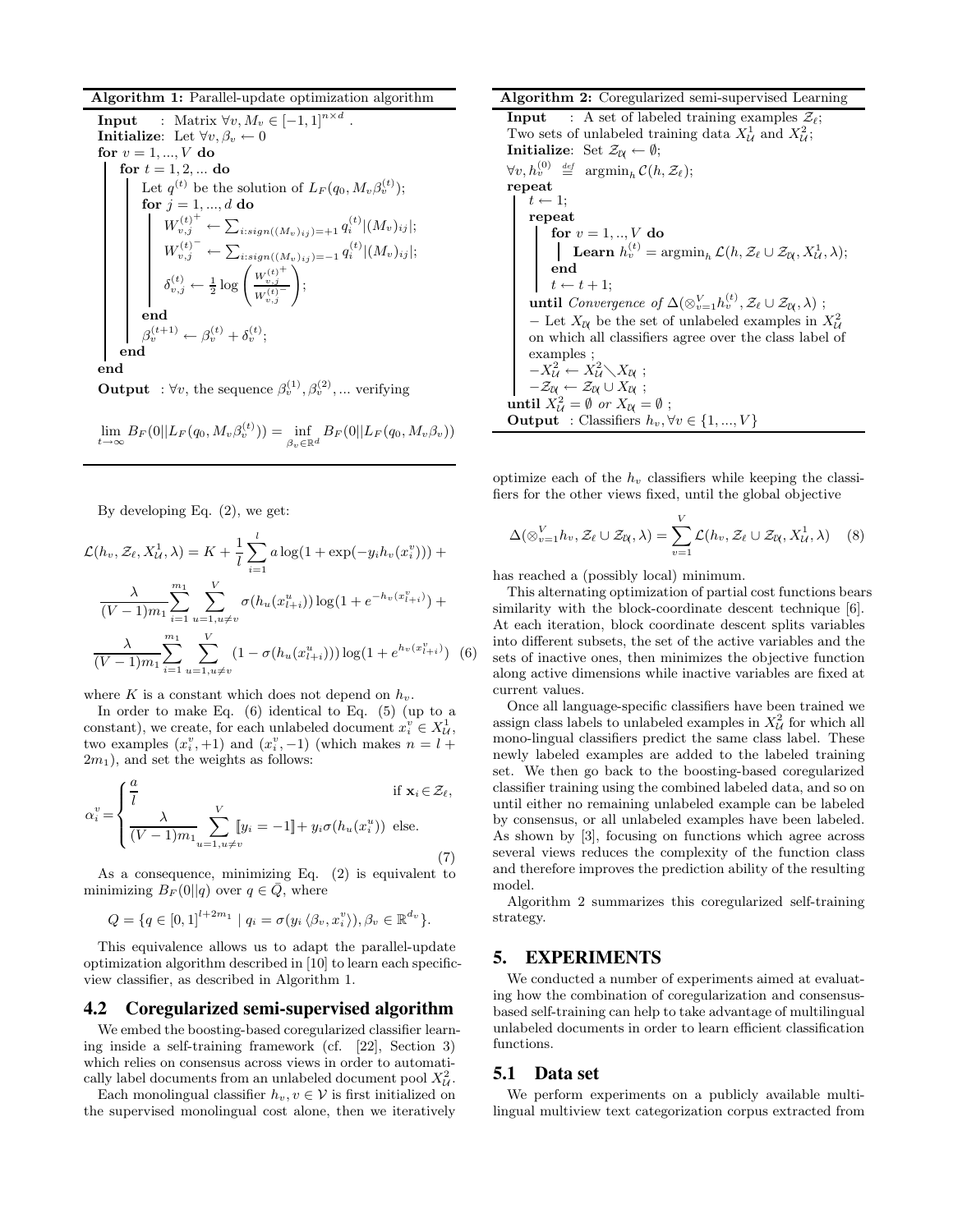**Algorithm 1:** Parallel-update optimization algorithm

**Input** : Matrix $\forall v, M_v \in [-1,1]^{n\times d}$ .
**Initialize**: Let $\forall v, \beta_v \leftarrow 0$
**for** $v = 1, ..., V$ **do**
  **for** $t = 1, 2, ...$ **do**
    Let $q^{(t)}$ be the solution of $L_F(q_0, M_v\beta_v^{(t)})$;
    **for** $j = 1, ..., d$ **do**
      $W_{v,j}^{(t)^+} \leftarrow \sum_{i:sign((M_v)_{ij})=+1} q_i^{(t)}|(M_v)_{ij}|$;
      $W_{v,j}^{(t)^-} \leftarrow \sum_{i:sign((M_v)_{ij})=-1} q_i^{(t)}|(M_v)_{ij}|$;
      $\delta_{v,j}^{(t)} \leftarrow \frac{1}{2}\log\left(\frac{W_{v,j}^{(t)^+}}{W_{v,j}^{(t)^-}}\right)$;
    **end**
    $\beta_v^{(t+1)} \leftarrow \beta_v^{(t)} + \delta_v^{(t)}$;
  **end**
**end**
**Output** : $\forall v$, the sequence $\beta_v^{(1)}, \beta_v^{(2)}, ...$ verifying

$$\lim_{t\to\infty} B_F(0||L_F(q_0, M_v\beta_v^{(t)})) = \inf_{\beta_v\in\mathbb{R}^d} B_F(0||L_F(q_0, M_v\beta_v))$$

By developing Eq. (2), we get:

$$\mathcal{L}(h_v, \mathcal{Z}_\ell, X_\mathcal{U}^1, \lambda) = K + \frac{1}{l}\sum_{i=1}^{l} a\log(1+\exp(-y_i h_v(x_i^v))) + \frac{\lambda}{(V-1)m_1}\sum_{i=1}^{m_1}\sum_{u=1,u\neq v}^{V}\sigma(h_u(x_{l+i}^u))\log(1+e^{-h_v(x_{l+i}^v)}) + \frac{\lambda}{(V-1)m_1}\sum_{i=1}^{m_1}\sum_{u=1,u\neq v}^{V}(1-\sigma(h_u(x_{l+i}^u)))\log(1+e^{h_v(x_{l+i}^v)}) \quad (6)$$

where $K$ is a constant which does not depend on $h_v$.

In order to make Eq. (6) identical to Eq. (5) (up to a constant), we create, for each unlabeled document $x_i^v \in X_\mathcal{U}^1$, two examples $(x_i^v, +1)$ and $(x_i^v, -1)$ (which makes $n = l + 2m_1$), and set the weights as follows:

$$\alpha_i^v = \begin{cases} \dfrac{a}{l} & \text{if } \mathbf{x}_i \in \mathcal{Z}_\ell, \\ \dfrac{\lambda}{(V-1)m_1}\displaystyle\sum_{u=1,u\neq v}^{V} [\![y_i = -1]\!] + y_i\sigma(h_u(x_i^u)) & \text{else.} \end{cases} \quad (7)$$

As a consequence, minimizing Eq. (2) is equivalent to minimizing $B_F(0||q)$ over $q \in \bar{Q}$, where

$$Q = \{q \in [0,1]^{l+2m_1} \mid q_i = \sigma(y_i\langle\beta_v, x_i^v\rangle), \beta_v \in \mathbb{R}^{d_v}\}.$$

This equivalence allows us to adapt the parallel-update optimization algorithm described in [10] to learn each specific-view classifier, as described in Algorithm 1.

## 4.2 Coregularized semi-supervised algorithm

We embed the boosting-based coregularized classifier learning inside a self-training framework (cf. [22], Section 3) which relies on consensus across views in order to automatically label documents from an unlabeled document pool $X_\mathcal{U}^2$.

Each monolingual classifier $h_v, v \in \mathcal{V}$ is first initialized on the supervised monolingual cost alone, then we iteratively optimize each of the $h_v$ classifiers while keeping the classifiers for the other views fixed, until the global objective

$$\Delta(\otimes_{v=1}^V h_v, \mathcal{Z}_\ell \cup \mathcal{Z}_\mathcal{U}, \lambda) = \sum_{v=1}^{V}\mathcal{L}(h_v, \mathcal{Z}_\ell \cup \mathcal{Z}_\mathcal{U}, X_\mathcal{U}^1, \lambda) \quad (8)$$

has reached a (possibly local) minimum.

This alternating optimization of partial cost functions bears similarity with the block-coordinate descent technique [6]. At each iteration, block coordinate descent splits variables into different subsets, the set of the active variables and the sets of inactive ones, then minimizes the objective function along active dimensions while inactive variables are fixed at current values.

Once all language-specific classifiers have been trained we assign class labels to unlabeled examples in $X_\mathcal{U}^2$ for which all mono-lingual classifiers predict the same class label. These newly labeled examples are added to the labeled training set. We then go back to the boosting-based coregularized classifier training using the combined labeled data, and so on until either no remaining unlabeled example can be labeled by consensus, or all unlabeled examples have been labeled. As shown by [3], focusing on functions which agree across several views reduces the complexity of the function class and therefore improves the prediction ability of the resulting model.

Algorithm 2 summarizes this coregularized self-training strategy.

**Algorithm 2:** Coregularized semi-supervised Learning

**Input** : A set of labeled training examples $\mathcal{Z}_\ell$;
Two sets of unlabeled training data $X_\mathcal{U}^1$ and $X_\mathcal{U}^2$;
**Initialize**: Set $\mathcal{Z}_\mathcal{U} \leftarrow \emptyset$;
$\forall v, h_v^{(0)} \stackrel{def}{=} \text{argmin}_h\, \mathcal{C}(h, \mathcal{Z}_\ell)$;
**repeat**
  $t \leftarrow 1$;
  **repeat**
    **for** $v = 1, .., V$ **do**
      **Learn** $h_v^{(t)} = \text{argmin}_h\, \mathcal{L}(h, \mathcal{Z}_\ell \cup \mathcal{Z}_\mathcal{U}, X_\mathcal{U}^1, \lambda)$;
    **end**
    $t \leftarrow t + 1$;
  **until** *Convergence of* $\Delta(\otimes_{v=1}^V h_v^{(t)}, \mathcal{Z}_\ell \cup \mathcal{Z}_\mathcal{U}, \lambda)$ ;
  − Let $X_\mathcal{U}$ be the set of unlabeled examples in $X_\mathcal{U}^2$ on which all classifiers agree over the class label of examples ;
  $-X_\mathcal{U}^2 \leftarrow X_\mathcal{U}^2 \diagdown X_\mathcal{U}$ ;
  $-\mathcal{Z}_\mathcal{U} \leftarrow \mathcal{Z}_\mathcal{U} \cup X_\mathcal{U}$ ;
**until** $X_\mathcal{U}^2 = \emptyset$ *or* $X_\mathcal{U} = \emptyset$ ;
**Output** : Classifiers $h_v, \forall v \in \{1, ..., V\}$

## 5. EXPERIMENTS

We conducted a number of experiments aimed at evaluating how the combination of coregularization and consensus-based self-training can help to take advantage of multilingual unlabeled documents in order to learn efficient classification functions.

## 5.1 Data set

We perform experiments on a publicly available multilingual multiview text categorization corpus extracted from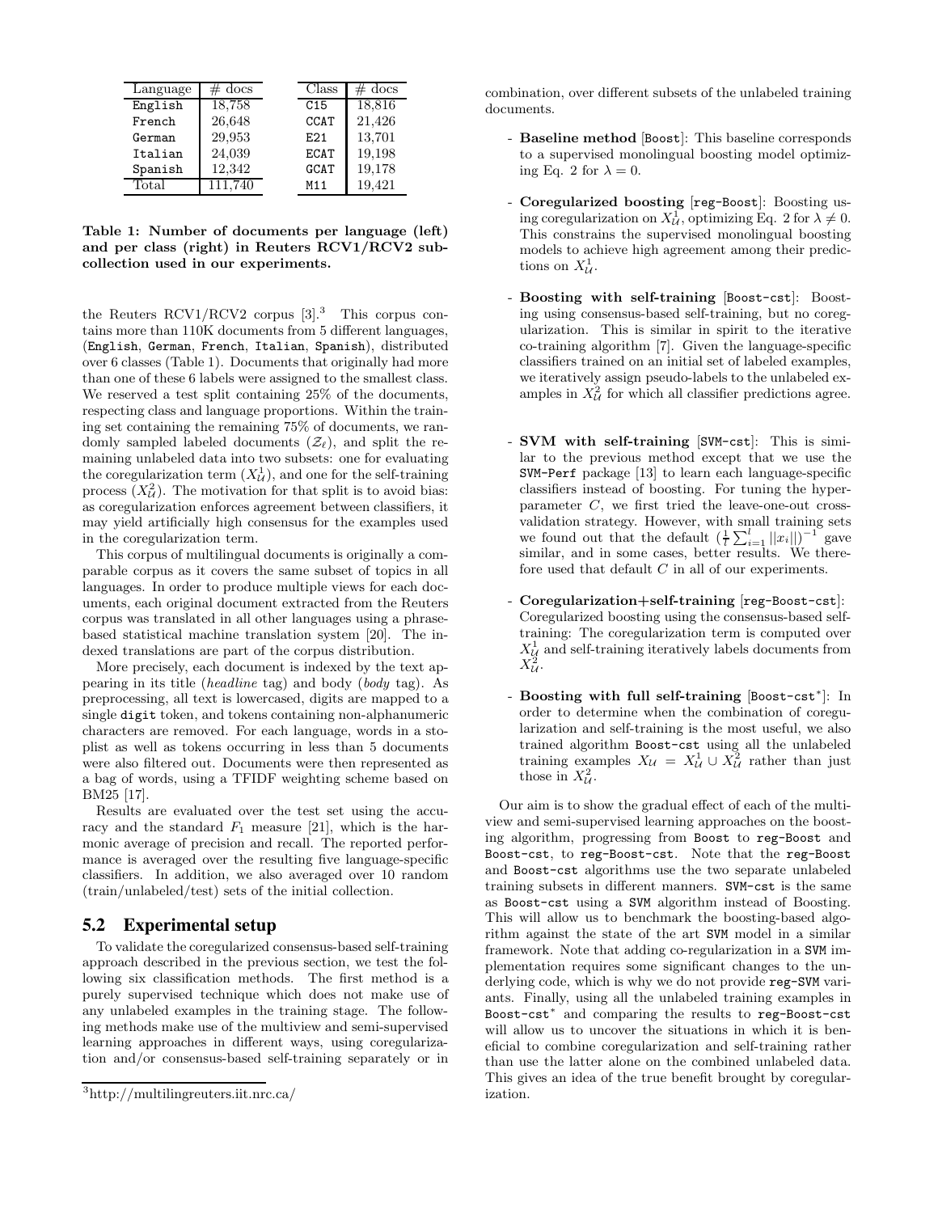| Language | # docs |
| --- | --- |
| English | 18,758 |
| French | 26,648 |
| German | 29,953 |
| Italian | 24,039 |
| Spanish | 12,342 |
| Total | 111,740 |

| Class | # docs |
| --- | --- |
| C15 | 18,816 |
| CCAT | 21,426 |
| E21 | 13,701 |
| ECAT | 19,198 |
| GCAT | 19,178 |
| M11 | 19,421 |

**Table 1: Number of documents per language (left) and per class (right) in Reuters RCV1/RCV2 subcollection used in our experiments.**

the Reuters RCV1/RCV2 corpus [3].[3] This corpus contains more than 110K documents from 5 different languages, (English, German, French, Italian, Spanish), distributed over 6 classes (Table 1). Documents that originally had more than one of these 6 labels were assigned to the smallest class. We reserved a test split containing 25% of the documents, respecting class and language proportions. Within the training set containing the remaining 75% of documents, we randomly sampled labeled documents ($\mathcal{Z}_\ell$), and split the remaining unlabeled data into two subsets: one for evaluating the coregularization term ($X^1_\mathcal{U}$), and one for the self-training process ($X^2_\mathcal{U}$). The motivation for that split is to avoid bias: as coregularization enforces agreement between classifiers, it may yield artificially high consensus for the examples used in the coregularization term.

This corpus of multilingual documents is originally a comparable corpus as it covers the same subset of topics in all languages. In order to produce multiple views for each documents, each original document extracted from the Reuters corpus was translated in all other languages using a phrase-based statistical machine translation system [20]. The indexed translations are part of the corpus distribution.

More precisely, each document is indexed by the text appearing in its title (*headline* tag) and body (*body* tag). As preprocessing, all text is lowercased, digits are mapped to a single digit token, and tokens containing non-alphanumeric characters are removed. For each language, words in a stoplist as well as tokens occurring in less than 5 documents were also filtered out. Documents were then represented as a bag of words, using a TFIDF weighting scheme based on BM25 [17].

Results are evaluated over the test set using the accuracy and the standard $F_1$ measure [21], which is the harmonic average of precision and recall. The reported performance is averaged over the resulting five language-specific classifiers. In addition, we also averaged over 10 random (train/unlabeled/test) sets of the initial collection.

## 5.2 Experimental setup

To validate the coregularized consensus-based self-training approach described in the previous section, we test the following six classification methods. The first method is a purely supervised technique which does not make use of any unlabeled examples in the training stage. The following methods make use of the multiview and semi-supervised learning approaches in different ways, using coregularization and/or consensus-based self-training separately or in combination, over different subsets of the unlabeled training documents.

- **Baseline method** [Boost]: This baseline corresponds to a supervised monolingual boosting model optimizing Eq. 2 for $\lambda = 0$.
- **Coregularized boosting** [reg-Boost]: Boosting using coregularization on $X^1_\mathcal{U}$, optimizing Eq. 2 for $\lambda \neq 0$. This constrains the supervised monolingual boosting models to achieve high agreement among their predictions on $X^1_\mathcal{U}$.
- **Boosting with self-training** [Boost-cst]: Boosting using consensus-based self-training, but no coregularization. This is similar in spirit to the iterative co-training algorithm [7]. Given the language-specific classifiers trained on an initial set of labeled examples, we iteratively assign pseudo-labels to the unlabeled examples in $X^2_\mathcal{U}$ for which all classifier predictions agree.
- **SVM with self-training** [SVM-cst]: This is similar to the previous method except that we use the SVM-Perf package [13] to learn each language-specific classifiers instead of boosting. For tuning the hyperparameter $C$, we first tried the leave-one-out cross-validation strategy. However, with small training sets we found out that the default $(\frac{1}{\ell}\sum_{i=1}^{\ell}||x_i||)^{-1}$ gave similar, and in some cases, better results. We therefore used that default $C$ in all of our experiments.
- **Coregularization+self-training** [reg-Boost-cst]: Coregularized boosting using the consensus-based self-training: The coregularization term is computed over $X^1_\mathcal{U}$ and self-training iteratively labels documents from $X^2_\mathcal{U}$.
- **Boosting with full self-training** [Boost-cst*]: In order to determine when the combination of coregularization and self-training is the most useful, we also trained algorithm Boost-cst using all the unlabeled training examples $X_\mathcal{U} = X^1_\mathcal{U} \cup X^2_\mathcal{U}$ rather than just those in $X^2_\mathcal{U}$.

Our aim is to show the gradual effect of each of the multiview and semi-supervised learning approaches on the boosting algorithm, progressing from Boost to reg-Boost and Boost-cst, to reg-Boost-cst. Note that the reg-Boost and Boost-cst algorithms use the two separate unlabeled training subsets in different manners. SVM-cst is the same as Boost-cst using a SVM algorithm instead of Boosting. This will allow us to benchmark the boosting-based algorithm against the state of the art SVM model in a similar framework. Note that adding co-regularization in a SVM implementation requires some significant changes to the underlying code, which is why we do not provide reg-SVM variants. Finally, using all the unlabeled training examples in Boost-cst* and comparing the results to reg-Boost-cst will allow us to uncover the situations in which it is beneficial to combine coregularization and self-training rather than use the latter alone on the combined unlabeled data. This gives an idea of the true benefit brought by coregularization.

[3] http://multilingreuters.iit.nrc.ca/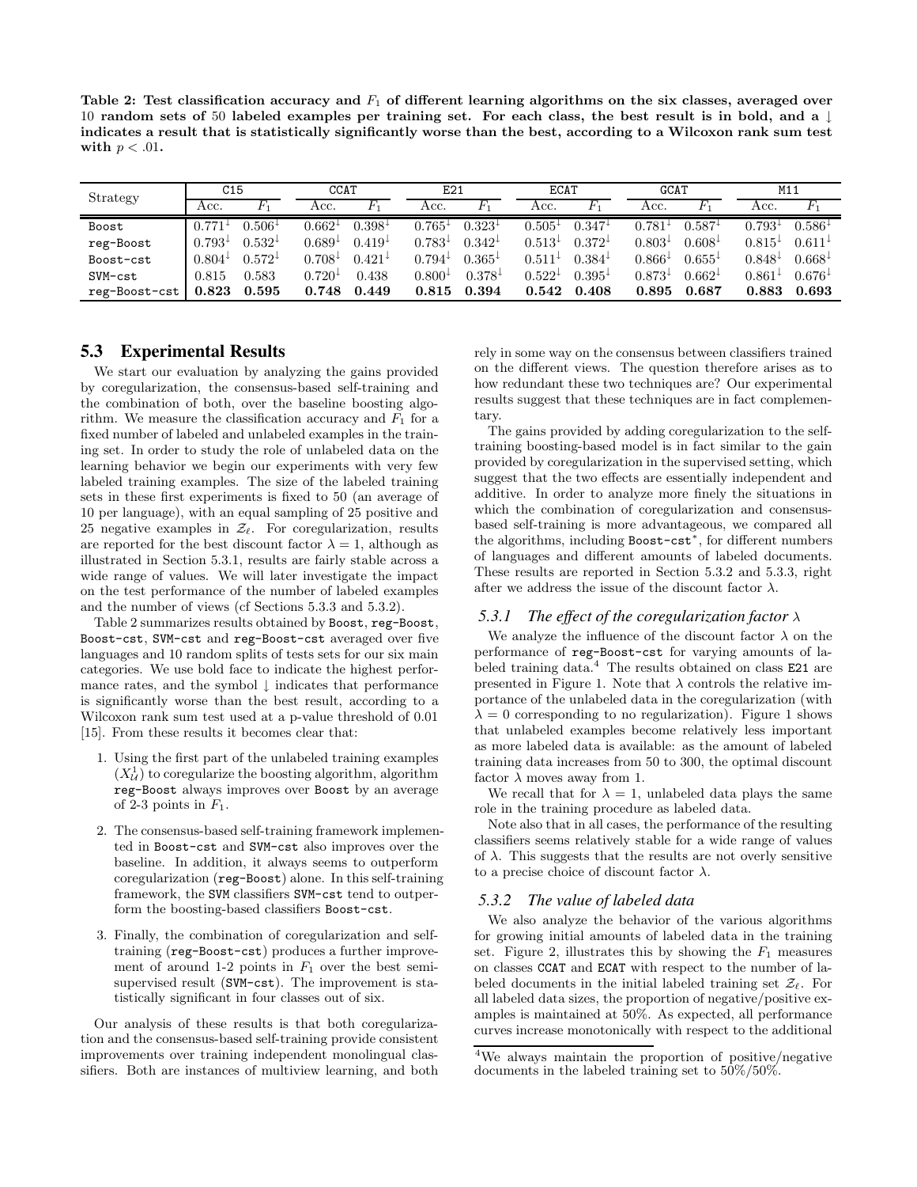**Table 2: Test classification accuracy and $F_1$ of different learning algorithms on the six classes, averaged over 10 random sets of 50 labeled examples per training set. For each class, the best result is in bold, and a ↓ indicates a result that is statistically significantly worse than the best, according to a Wilcoxon rank sum test with $p < .01$.**

| Strategy | C15 | | CCAT | | E21 | | ECAT | | GCAT | | M11 | |
|---|---|---|---|---|---|---|---|---|---|---|---|---|
| | Acc. | $F_1$ | Acc. | $F_1$ | Acc. | $F_1$ | Acc. | $F_1$ | Acc. | $F_1$ | Acc. | $F_1$ |
| Boost | $0.771^{\downarrow}$ | $0.506^{\downarrow}$ | $0.662^{\downarrow}$ | $0.398^{\downarrow}$ | $0.765^{\downarrow}$ | $0.323^{\downarrow}$ | $0.505^{\downarrow}$ | $0.347^{\downarrow}$ | $0.781^{\downarrow}$ | $0.587^{\downarrow}$ | $0.793^{\downarrow}$ | $0.586^{\downarrow}$ |
| reg-Boost | $0.793^{\downarrow}$ | $0.532^{\downarrow}$ | $0.689^{\downarrow}$ | $0.419^{\downarrow}$ | $0.783^{\downarrow}$ | $0.342^{\downarrow}$ | $0.513^{\downarrow}$ | $0.372^{\downarrow}$ | $0.803^{\downarrow}$ | $0.608^{\downarrow}$ | $0.815^{\downarrow}$ | $0.611^{\downarrow}$ |
| Boost-cst | $0.804^{\downarrow}$ | $0.572^{\downarrow}$ | $0.708^{\downarrow}$ | $0.421^{\downarrow}$ | $0.794^{\downarrow}$ | $0.365^{\downarrow}$ | $0.511^{\downarrow}$ | $0.384^{\downarrow}$ | $0.866^{\downarrow}$ | $0.655^{\downarrow}$ | $0.848^{\downarrow}$ | $0.668^{\downarrow}$ |
| SVM-cst | 0.815 | 0.583 | $0.720^{\downarrow}$ | 0.438 | $0.800^{\downarrow}$ | $0.378^{\downarrow}$ | $0.522^{\downarrow}$ | $0.395^{\downarrow}$ | $0.873^{\downarrow}$ | $0.662^{\downarrow}$ | $0.861^{\downarrow}$ | $0.676^{\downarrow}$ |
| reg-Boost-cst | **0.823** | **0.595** | **0.748** | **0.449** | **0.815** | **0.394** | **0.542** | **0.408** | **0.895** | **0.687** | **0.883** | **0.693** |

## 5.3 Experimental Results

We start our evaluation by analyzing the gains provided by coregularization, the consensus-based self-training and the combination of both, over the baseline boosting algorithm. We measure the classification accuracy and $F_1$ for a fixed number of labeled and unlabeled examples in the training set. In order to study the role of unlabeled data on the learning behavior we begin our experiments with very few labeled training examples. The size of the labeled training sets in these first experiments is fixed to 50 (an average of 10 per language), with an equal sampling of 25 positive and 25 negative examples in $\mathcal{Z}_\ell$. For coregularization, results are reported for the best discount factor $\lambda = 1$, although as illustrated in Section 5.3.1, results are fairly stable across a wide range of values. We will later investigate the impact on the test performance of the number of labeled examples and the number of views (cf Sections 5.3.3 and 5.3.2).

Table 2 summarizes results obtained by Boost, reg-Boost, Boost-cst, SVM-cst and reg-Boost-cst averaged over five languages and 10 random splits of tests sets for our six main categories. We use bold face to indicate the highest performance rates, and the symbol ↓ indicates that performance is significantly worse than the best result, according to a Wilcoxon rank sum test used at a p-value threshold of 0.01 [15]. From these results it becomes clear that:

1. Using the first part of the unlabeled training examples ($X^1_{\mathcal{U}}$) to coregularize the boosting algorithm, algorithm reg-Boost always improves over Boost by an average of 2-3 points in $F_1$.
2. The consensus-based self-training framework implemented in Boost-cst and SVM-cst also improves over the baseline. In addition, it always seems to outperform coregularization (reg-Boost) alone. In this self-training framework, the SVM classifiers SVM-cst tend to outperform the boosting-based classifiers Boost-cst.
3. Finally, the combination of coregularization and self-training (reg-Boost-cst) produces a further improvement of around 1-2 points in $F_1$ over the best semi-supervised result (SVM-cst). The improvement is statistically significant in four classes out of six.

Our analysis of these results is that both coregularization and the consensus-based self-training provide consistent improvements over training independent monolingual classifiers. Both are instances of multiview learning, and both rely in some way on the consensus between classifiers trained on the different views. The question therefore arises as to how redundant these two techniques are? Our experimental results suggest that these techniques are in fact complementary.

The gains provided by adding coregularization to the self-training boosting-based model is in fact similar to the gain provided by coregularization in the supervised setting, which suggest that the two effects are essentially independent and additive. In order to analyze more finely the situations in which the combination of coregularization and consensus-based self-training is more advantageous, we compared all the algorithms, including Boost-cst*, for different numbers of languages and different amounts of labeled documents. These results are reported in Section 5.3.2 and 5.3.3, right after we address the issue of the discount factor $\lambda$.

### 5.3.1 The effect of the coregularization factor $\lambda$

We analyze the influence of the discount factor $\lambda$ on the performance of reg-Boost-cst for varying amounts of labeled training data.[4] The results obtained on class E21 are presented in Figure 1. Note that $\lambda$ controls the relative importance of the unlabeled data in the coregularization (with $\lambda = 0$ corresponding to no regularization). Figure 1 shows that unlabeled examples become relatively less important as more labeled data is available: as the amount of labeled training data increases from 50 to 300, the optimal discount factor $\lambda$ moves away from 1.

We recall that for $\lambda = 1$, unlabeled data plays the same role in the training procedure as labeled data.

Note also that in all cases, the performance of the resulting classifiers seems relatively stable for a wide range of values of $\lambda$. This suggests that the results are not overly sensitive to a precise choice of discount factor $\lambda$.

### 5.3.2 The value of labeled data

We also analyze the behavior of the various algorithms for growing initial amounts of labeled data in the training set. Figure 2, illustrates this by showing the $F_1$ measures on classes CCAT and ECAT with respect to the number of labeled documents in the initial labeled training set $\mathcal{Z}_\ell$. For all labeled data sizes, the proportion of negative/positive examples is maintained at 50%. As expected, all performance curves increase monotonically with respect to the additional

[4] We always maintain the proportion of positive/negative documents in the labeled training set to 50%/50%.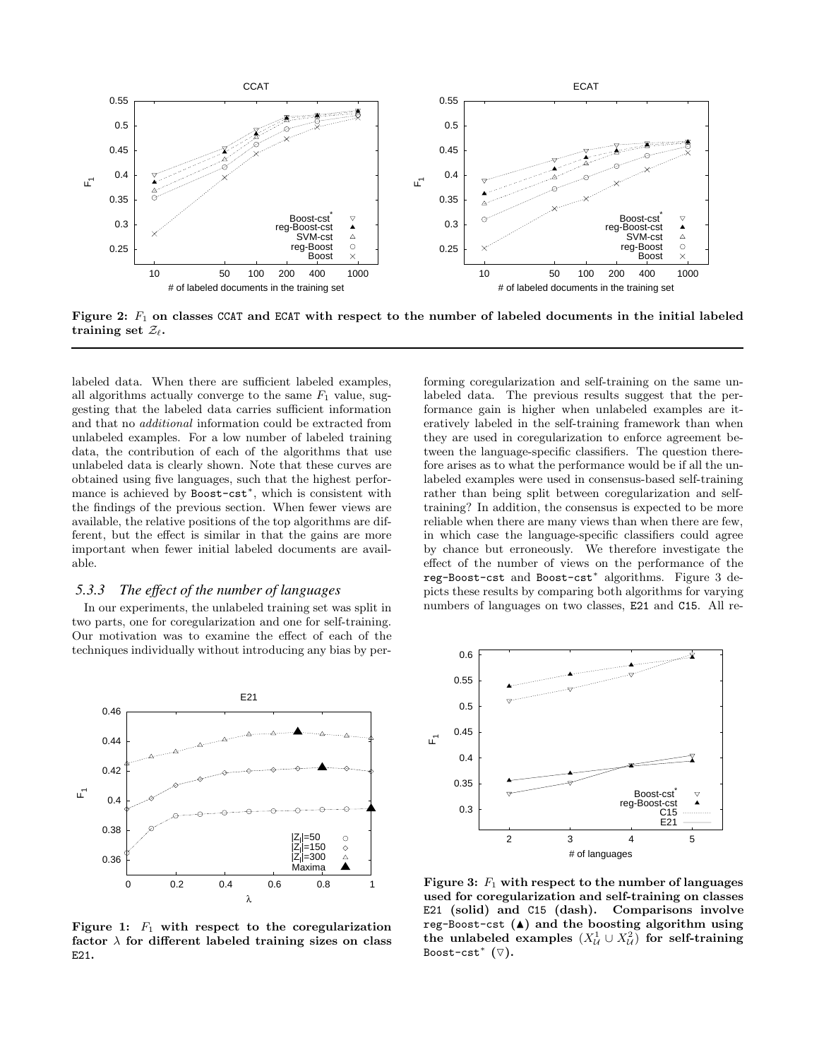**Figure 2: $F_1$ on classes CCAT and ECAT with respect to the number of labeled documents in the initial labeled training set $\mathcal{Z}_\ell$.**

labeled data. When there are sufficient labeled examples, all algorithms actually converge to the same $F_1$ value, suggesting that the labeled data carries sufficient information and that no *additional* information could be extracted from unlabeled examples. For a low number of labeled training data, the contribution of each of the algorithms that use unlabeled data is clearly shown. Note that these curves are obtained using five languages, such that the highest performance is achieved by Boost-cst$^*$, which is consistent with the findings of the previous section. When fewer views are available, the relative positions of the top algorithms are different, but the effect is similar in that the gains are more important when fewer initial labeled documents are available.

### *5.3.3 The effect of the number of languages*

In our experiments, the unlabeled training set was split in two parts, one for coregularization and one for self-training. Our motivation was to examine the effect of each of the techniques individually without introducing any bias by performing coregularization and self-training on the same unlabeled data. The previous results suggest that the performance gain is higher when unlabeled examples are iteratively labeled in the self-training framework than when they are used in coregularization to enforce agreement between the language-specific classifiers. The question therefore arises as to what the performance would be if all the unlabeled examples were used in consensus-based self-training rather than being split between coregularization and self-training? In addition, the consensus is expected to be more reliable when there are many views than when there are few, in which case the language-specific classifiers could agree by chance but erroneously. We therefore investigate the effect of the number of views on the performance of the reg-Boost-cst and Boost-cst$^*$ algorithms. Figure 3 depicts these results by comparing both algorithms for varying numbers of languages on two classes, E21 and C15. All re-

**Figure 1: $F_1$ with respect to the coregularization factor $\lambda$ for different labeled training sizes on class E21.**

**Figure 3: $F_1$ with respect to the number of languages used for coregularization and self-training on classes E21 (solid) and C15 (dash). Comparisons involve reg-Boost-cst (▲) and the boosting algorithm using the unlabeled examples $(X^1_\mathcal{U} \cup X^2_\mathcal{U})$ for self-training Boost-cst$^*$ (▽).**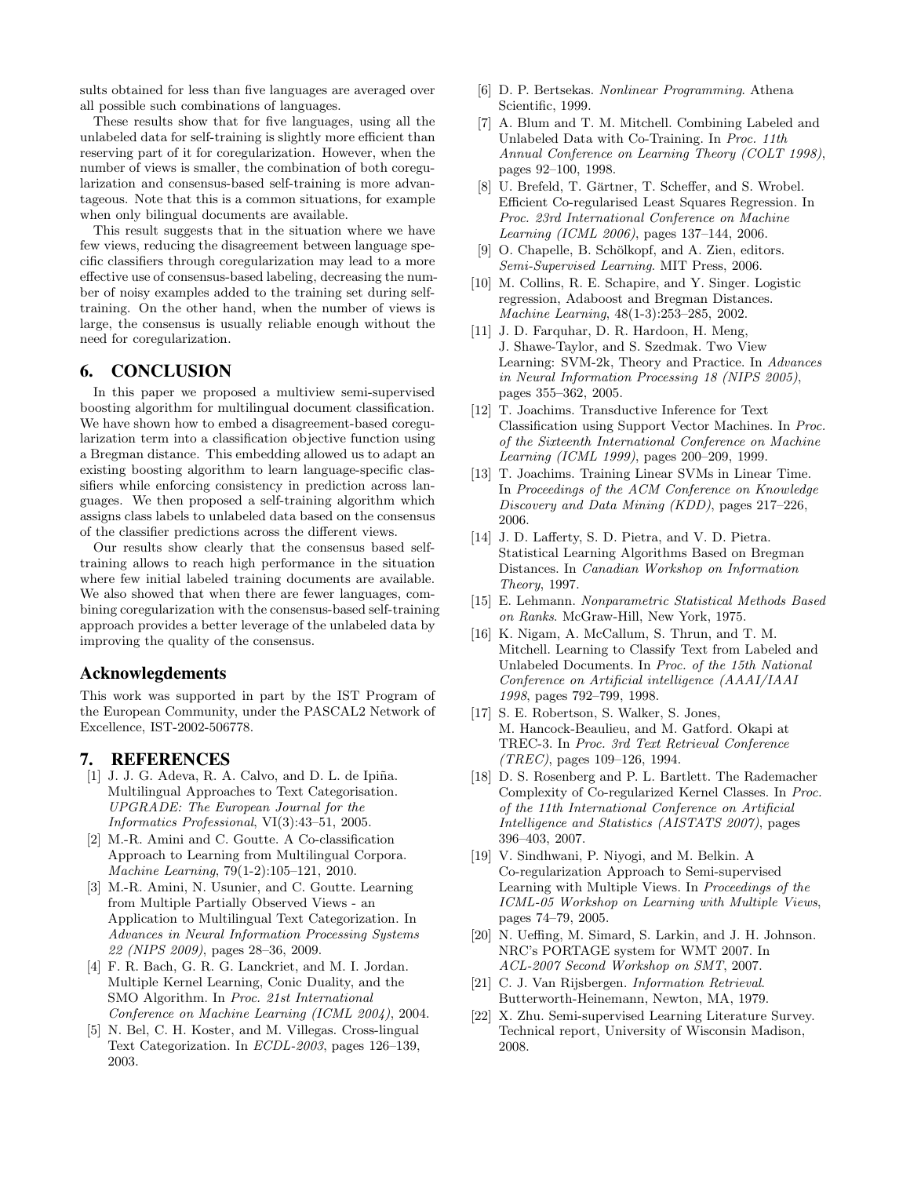sults obtained for less than five languages are averaged over all possible such combinations of languages.

These results show that for five languages, using all the unlabeled data for self-training is slightly more efficient than reserving part of it for coregularization. However, when the number of views is smaller, the combination of both coregularization and consensus-based self-training is more advantageous. Note that this is a common situations, for example when only bilingual documents are available.

This result suggests that in the situation where we have few views, reducing the disagreement between language specific classifiers through coregularization may lead to a more effective use of consensus-based labeling, decreasing the number of noisy examples added to the training set during self-training. On the other hand, when the number of views is large, the consensus is usually reliable enough without the need for coregularization.

## 6. CONCLUSION

In this paper we proposed a multiview semi-supervised boosting algorithm for multilingual document classification. We have shown how to embed a disagreement-based coregularization term into a classification objective function using a Bregman distance. This embedding allowed us to adapt an existing boosting algorithm to learn language-specific classifiers while enforcing consistency in prediction across languages. We then proposed a self-training algorithm which assigns class labels to unlabeled data based on the consensus of the classifier predictions across the different views.

Our results show clearly that the consensus based self-training allows to reach high performance in the situation where few initial labeled training documents are available. We also showed that when there are fewer languages, combining coregularization with the consensus-based self-training approach provides a better leverage of the unlabeled data by improving the quality of the consensus.

## Acknowlegdements

This work was supported in part by the IST Program of the European Community, under the PASCAL2 Network of Excellence, IST-2002-506778.

## 7. REFERENCES

[1] J. J. G. Adeva, R. A. Calvo, and D. L. de Ipiña. Multilingual Approaches to Text Categorisation. *UPGRADE: The European Journal for the Informatics Professional*, VI(3):43–51, 2005.

[2] M.-R. Amini and C. Goutte. A Co-classification Approach to Learning from Multilingual Corpora. *Machine Learning*, 79(1-2):105–121, 2010.

[3] M.-R. Amini, N. Usunier, and C. Goutte. Learning from Multiple Partially Observed Views - an Application to Multilingual Text Categorization. In *Advances in Neural Information Processing Systems 22 (NIPS 2009)*, pages 28–36, 2009.

[4] F. R. Bach, G. R. G. Lanckriet, and M. I. Jordan. Multiple Kernel Learning, Conic Duality, and the SMO Algorithm. In *Proc. 21st International Conference on Machine Learning (ICML 2004)*, 2004.

[5] N. Bel, C. H. Koster, and M. Villegas. Cross-lingual Text Categorization. In *ECDL-2003*, pages 126–139, 2003.

[6] D. P. Bertsekas. *Nonlinear Programming*. Athena Scientific, 1999.

[7] A. Blum and T. M. Mitchell. Combining Labeled and Unlabeled Data with Co-Training. In *Proc. 11th Annual Conference on Learning Theory (COLT 1998)*, pages 92–100, 1998.

[8] U. Brefeld, T. Gärtner, T. Scheffer, and S. Wrobel. Efficient Co-regularised Least Squares Regression. In *Proc. 23rd International Conference on Machine Learning (ICML 2006)*, pages 137–144, 2006.

[9] O. Chapelle, B. Schölkopf, and A. Zien, editors. *Semi-Supervised Learning*. MIT Press, 2006.

[10] M. Collins, R. E. Schapire, and Y. Singer. Logistic regression, Adaboost and Bregman Distances. *Machine Learning*, 48(1-3):253–285, 2002.

[11] J. D. Farquhar, D. R. Hardoon, H. Meng, J. Shawe-Taylor, and S. Szedmak. Two View Learning: SVM-2k, Theory and Practice. In *Advances in Neural Information Processing 18 (NIPS 2005)*, pages 355–362, 2005.

[12] T. Joachims. Transductive Inference for Text Classification using Support Vector Machines. In *Proc. of the Sixteenth International Conference on Machine Learning (ICML 1999)*, pages 200–209, 1999.

[13] T. Joachims. Training Linear SVMs in Linear Time. In *Proceedings of the ACM Conference on Knowledge Discovery and Data Mining (KDD)*, pages 217–226, 2006.

[14] J. D. Lafferty, S. D. Pietra, and V. D. Pietra. Statistical Learning Algorithms Based on Bregman Distances. In *Canadian Workshop on Information Theory*, 1997.

[15] E. Lehmann. *Nonparametric Statistical Methods Based on Ranks*. McGraw-Hill, New York, 1975.

[16] K. Nigam, A. McCallum, S. Thrun, and T. M. Mitchell. Learning to Classify Text from Labeled and Unlabeled Documents. In *Proc. of the 15th National Conference on Artificial intelligence (AAAI/IAAI 1998*, pages 792–799, 1998.

[17] S. E. Robertson, S. Walker, S. Jones, M. Hancock-Beaulieu, and M. Gatford. Okapi at TREC-3. In *Proc. 3rd Text Retrieval Conference (TREC)*, pages 109–126, 1994.

[18] D. S. Rosenberg and P. L. Bartlett. The Rademacher Complexity of Co-regularized Kernel Classes. In *Proc. of the 11th International Conference on Artificial Intelligence and Statistics (AISTATS 2007)*, pages 396–403, 2007.

[19] V. Sindhwani, P. Niyogi, and M. Belkin. A Co-regularization Approach to Semi-supervised Learning with Multiple Views. In *Proceedings of the ICML-05 Workshop on Learning with Multiple Views*, pages 74–79, 2005.

[20] N. Ueffing, M. Simard, S. Larkin, and J. H. Johnson. NRC's PORTAGE system for WMT 2007. In *ACL-2007 Second Workshop on SMT*, 2007.

[21] C. J. Van Rijsbergen. *Information Retrieval*. Butterworth-Heinemann, Newton, MA, 1979.

[22] X. Zhu. Semi-supervised Learning Literature Survey. Technical report, University of Wisconsin Madison, 2008.